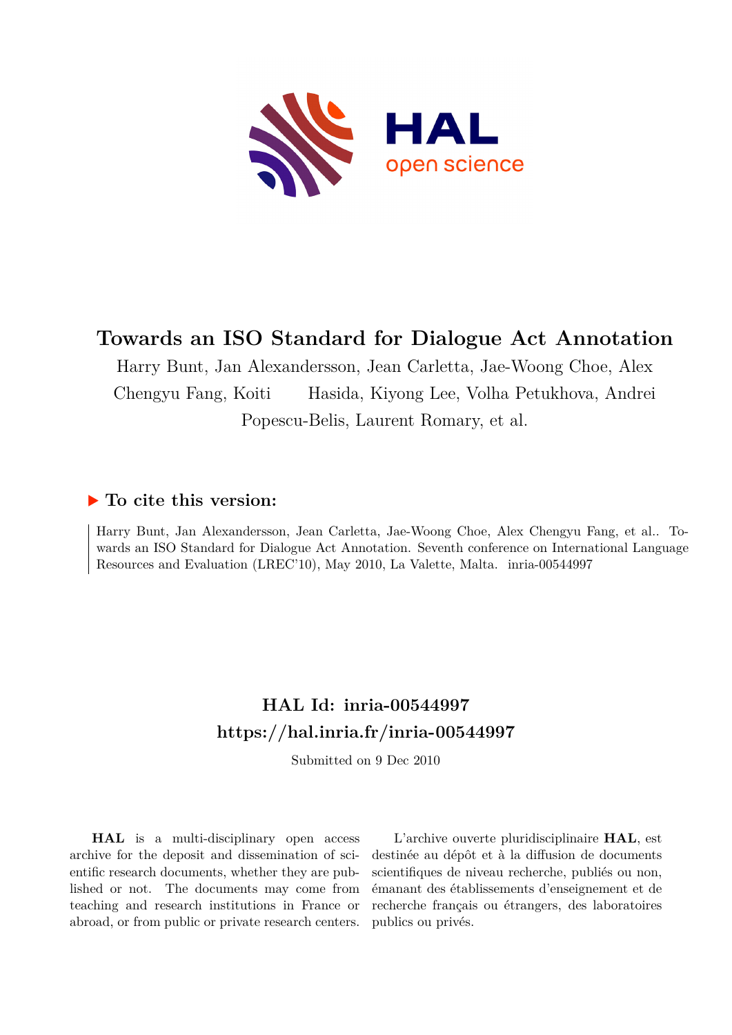# Towards an ISO Standard for Dialogue Act Annotation

Harry Bunt, Jan Alexandersson, Jean Carletta, Jae-Woong Choe, Alex Chengyu Fang, Koiti Hasida, Kiyong Lee, Volha Petukhova, Andrei Popescu-Belis, Laurent Romary, et al.

## ▶ To cite this version:

Harry Bunt, Jan Alexandersson, Jean Carletta, Jae-Woong Choe, Alex Chengyu Fang, et al.. Towards an ISO Standard for Dialogue Act Annotation. Seventh conference on International Language Resources and Evaluation (LREC'10), May 2010, La Valette, Malta. inria-00544997

## HAL Id: inria-00544997
## https://hal.inria.fr/inria-00544997

Submitted on 9 Dec 2010

**HAL** is a multi-disciplinary open access archive for the deposit and dissemination of scientific research documents, whether they are published or not. The documents may come from teaching and research institutions in France or abroad, or from public or private research centers.

L'archive ouverte pluridisciplinaire **HAL**, est destinée au dépôt et à la diffusion de documents scientifiques de niveau recherche, publiés ou non, émanant des établissements d'enseignement et de recherche français ou étrangers, des laboratoires publics ou privés.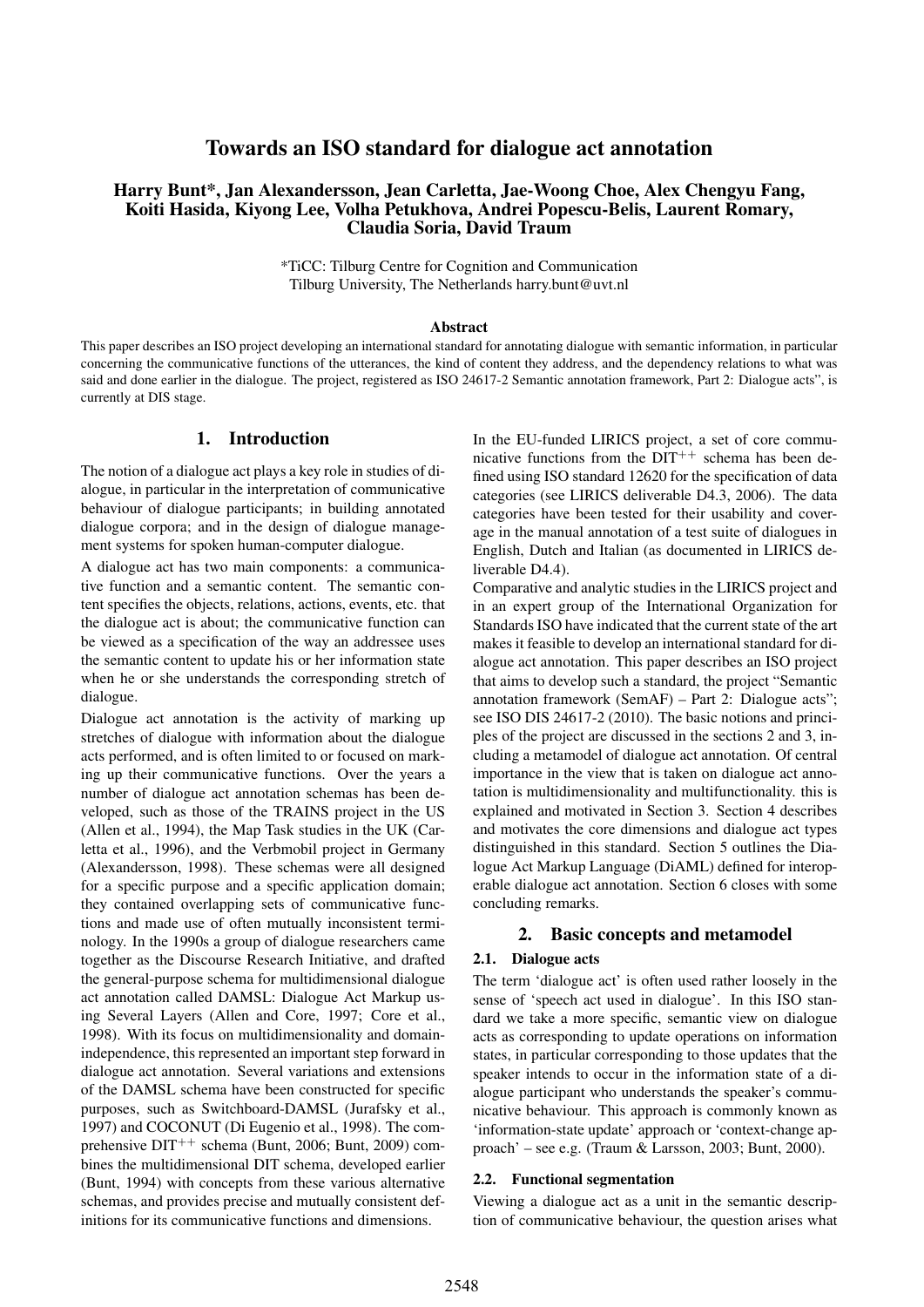# Towards an ISO standard for dialogue act annotation

**Harry Bunt\*, Jan Alexandersson, Jean Carletta, Jae-Woong Choe, Alex Chengyu Fang, Koiti Hasida, Kiyong Lee, Volha Petukhova, Andrei Popescu-Belis, Laurent Romary, Claudia Soria, David Traum**

\*TiCC: Tilburg Centre for Cognition and Communication
Tilburg University, The Netherlands harry.bunt@uvt.nl

### Abstract

This paper describes an ISO project developing an international standard for annotating dialogue with semantic information, in particular concerning the communicative functions of the utterances, the kind of content they address, and the dependency relations to what was said and done earlier in the dialogue. The project, registered as ISO 24617-2 Semantic annotation framework, Part 2: Dialogue acts", is currently at DIS stage.

## 1. Introduction

The notion of a dialogue act plays a key role in studies of dialogue, in particular in the interpretation of communicative behaviour of dialogue participants; in building annotated dialogue corpora; and in the design of dialogue management systems for spoken human-computer dialogue.

A dialogue act has two main components: a communicative function and a semantic content. The semantic content specifies the objects, relations, actions, events, etc. that the dialogue act is about; the communicative function can be viewed as a specification of the way an addressee uses the semantic content to update his or her information state when he or she understands the corresponding stretch of dialogue.

Dialogue act annotation is the activity of marking up stretches of dialogue with information about the dialogue acts performed, and is often limited to or focused on marking up their communicative functions. Over the years a number of dialogue act annotation schemas has been developed, such as those of the TRAINS project in the US (Allen et al., 1994), the Map Task studies in the UK (Carletta et al., 1996), and the Verbmobil project in Germany (Alexandersson, 1998). These schemas were all designed for a specific purpose and a specific application domain; they contained overlapping sets of communicative functions and made use of often mutually inconsistent terminology. In the 1990s a group of dialogue researchers came together as the Discourse Research Initiative, and drafted the general-purpose schema for multidimensional dialogue act annotation called DAMSL: Dialogue Act Markup using Several Layers (Allen and Core, 1997; Core et al., 1998). With its focus on multidimensionality and domain-independence, this represented an important step forward in dialogue act annotation. Several variations and extensions of the DAMSL schema have been constructed for specific purposes, such as Switchboard-DAMSL (Jurafsky et al., 1997) and COCONUT (Di Eugenio et al., 1998). The comprehensive DIT$^{++}$ schema (Bunt, 2006; Bunt, 2009) combines the multidimensional DIT schema, developed earlier (Bunt, 1994) with concepts from these various alternative schemas, and provides precise and mutually consistent definitions for its communicative functions and dimensions.

In the EU-funded LIRICS project, a set of core communicative functions from the DIT$^{++}$ schema has been defined using ISO standard 12620 for the specification of data categories (see LIRICS deliverable D4.3, 2006). The data categories have been tested for their usability and coverage in the manual annotation of a test suite of dialogues in English, Dutch and Italian (as documented in LIRICS deliverable D4.4).

Comparative and analytic studies in the LIRICS project and in an expert group of the International Organization for Standards ISO have indicated that the current state of the art makes it feasible to develop an international standard for dialogue act annotation. This paper describes an ISO project that aims to develop such a standard, the project "Semantic annotation framework (SemAF) – Part 2: Dialogue acts"; see ISO DIS 24617-2 (2010). The basic notions and principles of the project are discussed in the sections 2 and 3, including a metamodel of dialogue act annotation. Of central importance in the view that is taken on dialogue act annotation is multidimensionality and multifunctionality. this is explained and motivated in Section 3. Section 4 describes and motivates the core dimensions and dialogue act types distinguished in this standard. Section 5 outlines the Dialogue Act Markup Language (DiAML) defined for interoperable dialogue act annotation. Section 6 closes with some concluding remarks.

## 2. Basic concepts and metamodel

### 2.1. Dialogue acts

The term 'dialogue act' is often used rather loosely in the sense of 'speech act used in dialogue'. In this ISO standard we take a more specific, semantic view on dialogue acts as corresponding to update operations on information states, in particular corresponding to those updates that the speaker intends to occur in the information state of a dialogue participant who understands the speaker's communicative behaviour. This approach is commonly known as 'information-state update' approach or 'context-change approach' – see e.g. (Traum & Larsson, 2003; Bunt, 2000).

### 2.2. Functional segmentation

Viewing a dialogue act as a unit in the semantic description of communicative behaviour, the question arises what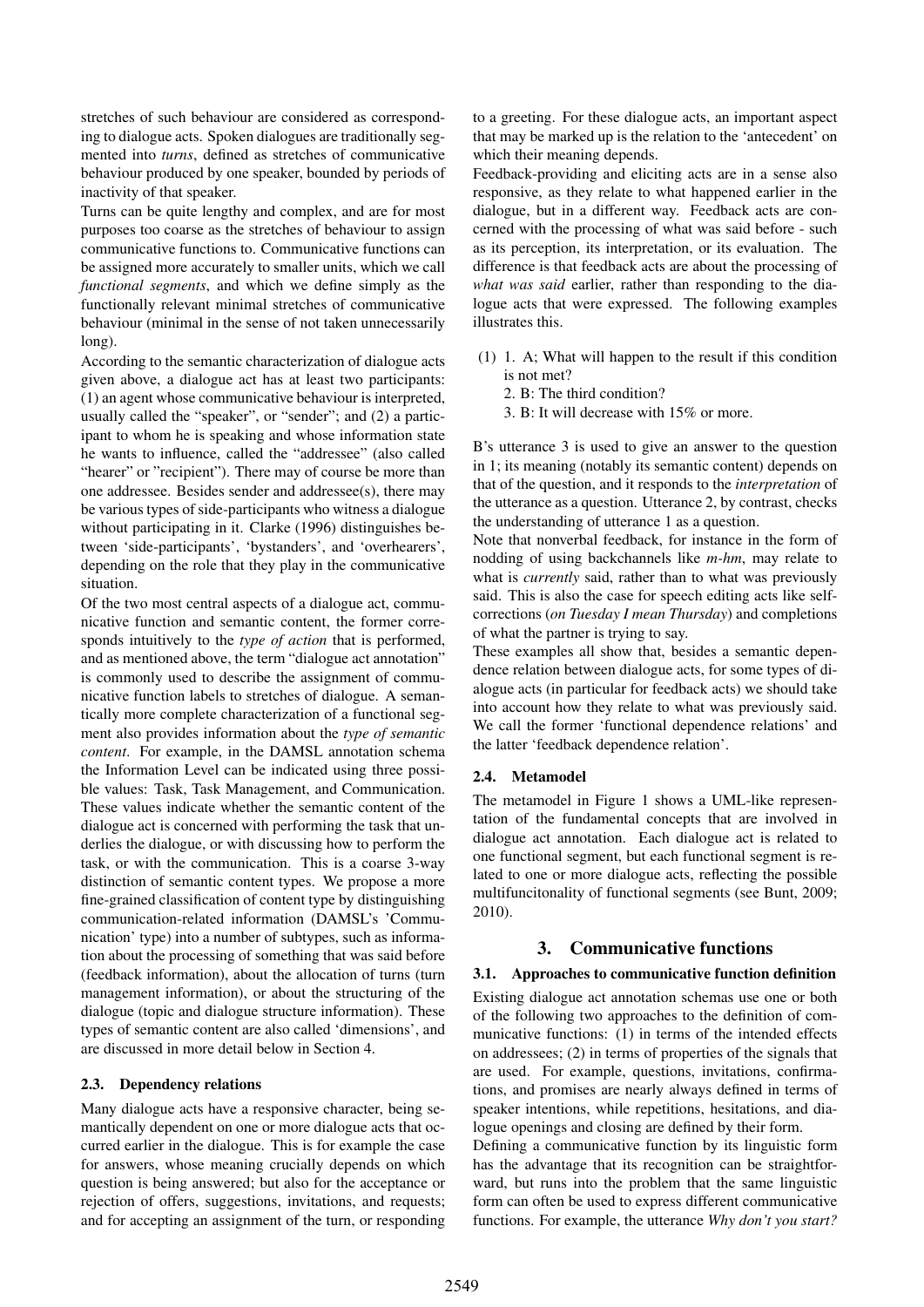stretches of such behaviour are considered as corresponding to dialogue acts. Spoken dialogues are traditionally segmented into *turns*, defined as stretches of communicative behaviour produced by one speaker, bounded by periods of inactivity of that speaker.

Turns can be quite lengthy and complex, and are for most purposes too coarse as the stretches of behaviour to assign communicative functions to. Communicative functions can be assigned more accurately to smaller units, which we call *functional segments*, and which we define simply as the functionally relevant minimal stretches of communicative behaviour (minimal in the sense of not taken unnecessarily long).

According to the semantic characterization of dialogue acts given above, a dialogue act has at least two participants: (1) an agent whose communicative behaviour is interpreted, usually called the "speaker", or "sender"; and (2) a participant to whom he is speaking and whose information state he wants to influence, called the "addressee" (also called "hearer" or "recipient"). There may of course be more than one addressee. Besides sender and addressee(s), there may be various types of side-participants who witness a dialogue without participating in it. Clarke (1996) distinguishes between 'side-participants', 'bystanders', and 'overhearers', depending on the role that they play in the communicative situation.

Of the two most central aspects of a dialogue act, communicative function and semantic content, the former corresponds intuitively to the *type of action* that is performed, and as mentioned above, the term "dialogue act annotation" is commonly used to describe the assignment of communicative function labels to stretches of dialogue. A semantically more complete characterization of a functional segment also provides information about the *type of semantic content*. For example, in the DAMSL annotation schema the Information Level can be indicated using three possible values: Task, Task Management, and Communication. These values indicate whether the semantic content of the dialogue act is concerned with performing the task that underlies the dialogue, or with discussing how to perform the task, or with the communication. This is a coarse 3-way distinction of semantic content types. We propose a more fine-grained classification of content type by distinguishing communication-related information (DAMSL's 'Communication' type) into a number of subtypes, such as information about the processing of something that was said before (feedback information), about the allocation of turns (turn management information), or about the structuring of the dialogue (topic and dialogue structure information). These types of semantic content are also called 'dimensions', and are discussed in more detail below in Section 4.

### 2.3. Dependency relations

Many dialogue acts have a responsive character, being semantically dependent on one or more dialogue acts that occurred earlier in the dialogue. This is for example the case for answers, whose meaning crucially depends on which question is being answered; but also for the acceptance or rejection of offers, suggestions, invitations, and requests; and for accepting an assignment of the turn, or responding to a greeting. For these dialogue acts, an important aspect that may be marked up is the relation to the 'antecedent' on which their meaning depends.

Feedback-providing and eliciting acts are in a sense also responsive, as they relate to what happened earlier in the dialogue, but in a different way. Feedback acts are concerned with the processing of what was said before - such as its perception, its interpretation, or its evaluation. The difference is that feedback acts are about the processing of *what was said* earlier, rather than responding to the dialogue acts that were expressed. The following examples illustrates this.

(1) 1. A; What will happen to the result if this condition is not met?
   2. B: The third condition?
   3. B: It will decrease with 15% or more.

B's utterance 3 is used to give an answer to the question in 1; its meaning (notably its semantic content) depends on that of the question, and it responds to the *interpretation* of the utterance as a question. Utterance 2, by contrast, checks the understanding of utterance 1 as a question.

Note that nonverbal feedback, for instance in the form of nodding of using backchannels like *m-hm*, may relate to what is *currently* said, rather than to what was previously said. This is also the case for speech editing acts like self-corrections (*on Tuesday I mean Thursday*) and completions of what the partner is trying to say.

These examples all show that, besides a semantic dependence relation between dialogue acts, for some types of dialogue acts (in particular for feedback acts) we should take into account how they relate to what was previously said. We call the former 'functional dependence relations' and the latter 'feedback dependence relation'.

### 2.4. Metamodel

The metamodel in Figure 1 shows a UML-like representation of the fundamental concepts that are involved in dialogue act annotation. Each dialogue act is related to one functional segment, but each functional segment is related to one or more dialogue acts, reflecting the possible multifuncitonality of functional segments (see Bunt, 2009; 2010).

## 3. Communicative functions

### 3.1. Approaches to communicative function definition

Existing dialogue act annotation schemas use one or both of the following two approaches to the definition of communicative functions: (1) in terms of the intended effects on addressees; (2) in terms of properties of the signals that are used. For example, questions, invitations, confirmations, and promises are nearly always defined in terms of speaker intentions, while repetitions, hesitations, and dialogue openings and closing are defined by their form.

Defining a communicative function by its linguistic form has the advantage that its recognition can be straightforward, but runs into the problem that the same linguistic form can often be used to express different communicative functions. For example, the utterance *Why don't you start?*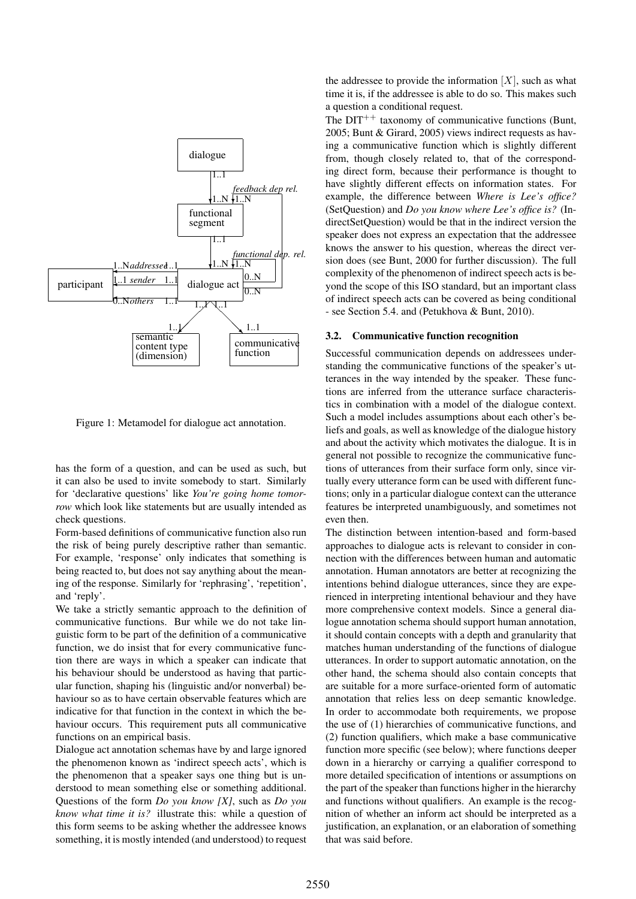Figure 1: Metamodel for dialogue act annotation.

has the form of a question, and can be used as such, but it can also be used to invite somebody to start. Similarly for 'declarative questions' like *You're going home tomorrow* which look like statements but are usually intended as check questions.

Form-based definitions of communicative function also run the risk of being purely descriptive rather than semantic. For example, 'response' only indicates that something is being reacted to, but does not say anything about the meaning of the response. Similarly for 'rephrasing', 'repetition', and 'reply'.

We take a strictly semantic approach to the definition of communicative functions. Bur while we do not take linguistic form to be part of the definition of a communicative function, we do insist that for every communicative function there are ways in which a speaker can indicate that his behaviour should be understood as having that particular function, shaping his (linguistic and/or nonverbal) behaviour so as to have certain observable features which are indicative for that function in the context in which the behaviour occurs. This requirement puts all communicative functions on an empirical basis.

Dialogue act annotation schemas have by and large ignored the phenomenon known as 'indirect speech acts', which is the phenomenon that a speaker says one thing but is understood to mean something else or something additional. Questions of the form *Do you know [X]*, such as *Do you know what time it is?* illustrate this: while a question of this form seems to be asking whether the addressee knows something, it is mostly intended (and understood) to request the addressee to provide the information $[X]$, such as what time it is, if the addressee is able to do so. This makes such a question a conditional request.

The DIT$^{++}$ taxonomy of communicative functions (Bunt, 2005; Bunt & Girard, 2005) views indirect requests as having a communicative function which is slightly different from, though closely related to, that of the corresponding direct form, because their performance is thought to have slightly different effects on information states. For example, the difference between *Where is Lee's office?* (SetQuestion) and *Do you know where Lee's office is?* (IndirectSetQuestion) would be that in the indirect version the speaker does not express an expectation that the addressee knows the answer to his question, whereas the direct version does (see Bunt, 2000 for further discussion). The full complexity of the phenomenon of indirect speech acts is beyond the scope of this ISO standard, but an important class of indirect speech acts can be covered as being conditional - see Section 5.4. and (Petukhova & Bunt, 2010).

### 3.2. Communicative function recognition

Successful communication depends on addressees understanding the communicative functions of the speaker's utterances in the way intended by the speaker. These functions are inferred from the utterance surface characteristics in combination with a model of the dialogue context. Such a model includes assumptions about each other's beliefs and goals, as well as knowledge of the dialogue history and about the activity which motivates the dialogue. It is in general not possible to recognize the communicative functions of utterances from their surface form only, since virtually every utterance form can be used with different functions; only in a particular dialogue context can the utterance features be interpreted unambiguously, and sometimes not even then.

The distinction between intention-based and form-based approaches to dialogue acts is relevant to consider in connection with the differences between human and automatic annotation. Human annotators are better at recognizing the intentions behind dialogue utterances, since they are experienced in interpreting intentional behaviour and they have more comprehensive context models. Since a general dialogue annotation schema should support human annotation, it should contain concepts with a depth and granularity that matches human understanding of the functions of dialogue utterances. In order to support automatic annotation, on the other hand, the schema should also contain concepts that are suitable for a more surface-oriented form of automatic annotation that relies less on deep semantic knowledge. In order to accommodate both requirements, we propose the use of (1) hierarchies of communicative functions, and (2) function qualifiers, which make a base communicative function more specific (see below); where functions deeper down in a hierarchy or carrying a qualifier correspond to more detailed specification of intentions or assumptions on the part of the speaker than functions higher in the hierarchy and functions without qualifiers. An example is the recognition of whether an inform act should be interpreted as a justification, an explanation, or an elaboration of something that was said before.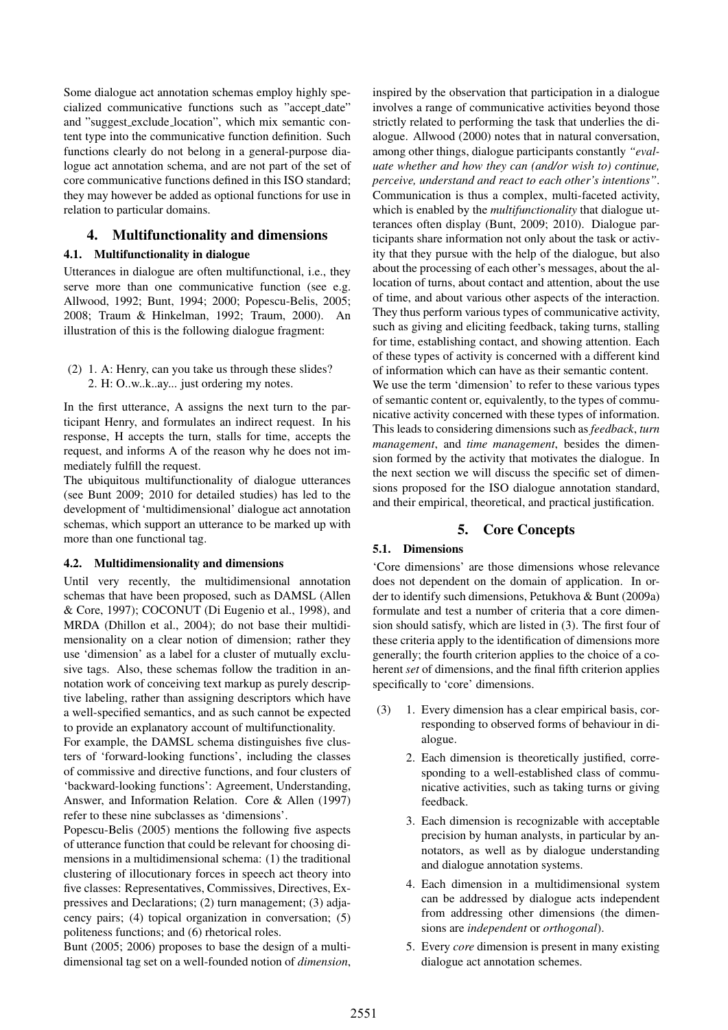Some dialogue act annotation schemas employ highly specialized communicative functions such as "accept_date" and "suggest_exclude_location", which mix semantic content type into the communicative function definition. Such functions clearly do not belong in a general-purpose dialogue act annotation schema, and are not part of the set of core communicative functions defined in this ISO standard; they may however be added as optional functions for use in relation to particular domains.

## 4. Multifunctionality and dimensions

### 4.1. Multifunctionality in dialogue

Utterances in dialogue are often multifunctional, i.e., they serve more than one communicative function (see e.g. Allwood, 1992; Bunt, 1994; 2000; Popescu-Belis, 2005; 2008; Traum & Hinkelman, 1992; Traum, 2000). An illustration of this is the following dialogue fragment:

(2) 1. A: Henry, can you take us through these slides?
   2. H: O..w..k..ay... just ordering my notes.

In the first utterance, A assigns the next turn to the participant Henry, and formulates an indirect request. In his response, H accepts the turn, stalls for time, accepts the request, and informs A of the reason why he does not immediately fulfill the request.

The ubiquitous multifunctionality of dialogue utterances (see Bunt 2009; 2010 for detailed studies) has led to the development of 'multidimensional' dialogue act annotation schemas, which support an utterance to be marked up with more than one functional tag.

### 4.2. Multidimensionality and dimensions

Until very recently, the multidimensional annotation schemas that have been proposed, such as DAMSL (Allen & Core, 1997); COCONUT (Di Eugenio et al., 1998), and MRDA (Dhillon et al., 2004); do not base their multidimensionality on a clear notion of dimension; rather they use 'dimension' as a label for a cluster of mutually exclusive tags. Also, these schemas follow the tradition in annotation work of conceiving text markup as purely descriptive labeling, rather than assigning descriptors which have a well-specified semantics, and as such cannot be expected to provide an explanatory account of multifunctionality.

For example, the DAMSL schema distinguishes five clusters of 'forward-looking functions', including the classes of commissive and directive functions, and four clusters of 'backward-looking functions': Agreement, Understanding, Answer, and Information Relation. Core & Allen (1997) refer to these nine subclasses as 'dimensions'.

Popescu-Belis (2005) mentions the following five aspects of utterance function that could be relevant for choosing dimensions in a multidimensional schema: (1) the traditional clustering of illocutionary forces in speech act theory into five classes: Representatives, Commissives, Directives, Expressives and Declarations; (2) turn management; (3) adjacency pairs; (4) topical organization in conversation; (5) politeness functions; and (6) rhetorical roles.

Bunt (2005; 2006) proposes to base the design of a multidimensional tag set on a well-founded notion of *dimension*, inspired by the observation that participation in a dialogue involves a range of communicative activities beyond those strictly related to performing the task that underlies the dialogue. Allwood (2000) notes that in natural conversation, among other things, dialogue participants constantly *"evaluate whether and how they can (and/or wish to) continue, perceive, understand and react to each other's intentions"*. Communication is thus a complex, multi-faceted activity, which is enabled by the *multifunctionality* that dialogue utterances often display (Bunt, 2009; 2010). Dialogue participants share information not only about the task or activity that they pursue with the help of the dialogue, but also about the processing of each other's messages, about the allocation of turns, about contact and attention, about the use of time, and about various other aspects of the interaction. They thus perform various types of communicative activity, such as giving and eliciting feedback, taking turns, stalling for time, establishing contact, and showing attention. Each of these types of activity is concerned with a different kind of information which can have as their semantic content.

We use the term 'dimension' to refer to these various types of semantic content or, equivalently, to the types of communicative activity concerned with these types of information. This leads to considering dimensions such as *feedback*, *turn management*, and *time management*, besides the dimension formed by the activity that motivates the dialogue. In the next section we will discuss the specific set of dimensions proposed for the ISO dialogue annotation standard, and their empirical, theoretical, and practical justification.

## 5. Core Concepts

### 5.1. Dimensions

'Core dimensions' are those dimensions whose relevance does not dependent on the domain of application. In order to identify such dimensions, Petukhova & Bunt (2009a) formulate and test a number of criteria that a core dimension should satisfy, which are listed in (3). The first four of these criteria apply to the identification of dimensions more generally; the fourth criterion applies to the choice of a coherent *set* of dimensions, and the final fifth criterion applies specifically to 'core' dimensions.

(3)
1. Every dimension has a clear empirical basis, corresponding to observed forms of behaviour in dialogue.
2. Each dimension is theoretically justified, corresponding to a well-established class of communicative activities, such as taking turns or giving feedback.
3. Each dimension is recognizable with acceptable precision by human analysts, in particular by annotators, as well as by dialogue understanding and dialogue annotation systems.
4. Each dimension in a multidimensional system can be addressed by dialogue acts independent from addressing other dimensions (the dimensions are *independent* or *orthogonal*).
5. Every *core* dimension is present in many existing dialogue act annotation schemes.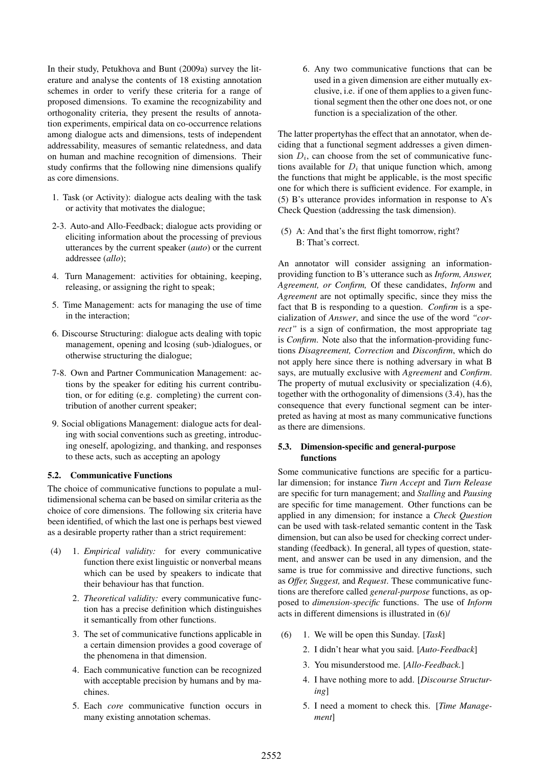In their study, Petukhova and Bunt (2009a) survey the literature and analyse the contents of 18 existing annotation schemes in order to verify these criteria for a range of proposed dimensions. To examine the recognizability and orthogonality criteria, they present the results of annotation experiments, empirical data on co-occurrence relations among dialogue acts and dimensions, tests of independent addressability, measures of semantic relatedness, and data on human and machine recognition of dimensions. Their study confirms that the following nine dimensions qualify as core dimensions.

1. Task (or Activity): dialogue acts dealing with the task or activity that motivates the dialogue;

2-3. Auto-and Allo-Feedback; dialogue acts providing or eliciting information about the processing of previous utterances by the current speaker (*auto*) or the current addressee (*allo*);

4. Turn Management: activities for obtaining, keeping, releasing, or assigning the right to speak;

5. Time Management: acts for managing the use of time in the interaction;

6. Discourse Structuring: dialogue acts dealing with topic management, opening and lcosing (sub-)dialogues, or otherwise structuring the dialogue;

7-8. Own and Partner Communication Management: actions by the speaker for editing his current contribution, or for editing (e.g. completing) the current contribution of another current speaker;

9. Social obligations Management: dialogue acts for dealing with social conventions such as greeting, introducing oneself, apologizing, and thanking, and responses to these acts, such as accepting an apology

### 5.2. Communicative Functions

The choice of communicative functions to populate a multidimensional schema can be based on similar criteria as the choice of core dimensions. The following six criteria have been identified, of which the last one is perhaps best viewed as a desirable property rather than a strict requirement:

(4)
1. *Empirical validity:* for every communicative function there exist linguistic or nonverbal means which can be used by speakers to indicate that their behaviour has that function.
2. *Theoretical validity:* every communicative function has a precise definition which distinguishes it semantically from other functions.
3. The set of communicative functions applicable in a certain dimension provides a good coverage of the phenomena in that dimension.
4. Each communicative function can be recognized with acceptable precision by humans and by machines.
5. Each *core* communicative function occurs in many existing annotation schemas.
6. Any two communicative functions that can be used in a given dimension are either mutually exclusive, i.e. if one of them applies to a given functional segment then the other one does not, or one function is a specialization of the other.

The latter propertyhas the effect that an annotator, when deciding that a functional segment addresses a given dimension $D_i$, can choose from the set of communicative functions available for $D_i$ that unique function which, among the functions that might be applicable, is the most specific one for which there is sufficient evidence. For example, in (5) B's utterance provides information in response to A's Check Question (addressing the task dimension).

(5) A: And that's the first flight tomorrow, right?
B: That's correct.

An annotator will consider assigning an information-providing function to B's utterance such as *Inform, Answer, Agreement, or Confirm,* Of these candidates, *Inform* and *Agreement* are not optimally specific, since they miss the fact that B is responding to a question. *Confirm* is a specialization of *Answer*, and since the use of the word *"correct"* is a sign of confirmation, the most appropriate tag is *Confirm*. Note also that the information-providing functions *Disagreement, Correction* and *Disconfirm*, which do not apply here since there is nothing adversary in what B says, are mutually exclusive with *Agreement* and *Confirm*. The property of mutual exclusivity or specialization (4.6), together with the orthogonality of dimensions (3.4), has the consequence that every functional segment can be interpreted as having at most as many communicative functions as there are dimensions.

### 5.3. Dimension-specific and general-purpose functions

Some communicative functions are specific for a particular dimension; for instance *Turn Accept* and *Turn Release* are specific for turn management; and *Stalling* and *Pausing* are specific for time management. Other functions can be applied in any dimension; for instance a *Check Question* can be used with task-related semantic content in the Task dimension, but can also be used for checking correct understanding (feedback). In general, all types of question, statement, and answer can be used in any dimension, and the same is true for commissive and directive functions, such as *Offer, Suggest,* and *Request*. These communicative functions are therefore called *general-purpose* functions, as opposed to *dimension-specific* functions. The use of *Inform* acts in different dimensions is illustrated in (6)/

(6)
1. We will be open this Sunday. [*Task*]
2. I didn't hear what you said. [*Auto-Feedback*]
3. You misunderstood me. [*Allo-Feedback.*]
4. I have nothing more to add. [*Discourse Structuring*]
5. I need a moment to check this. [*Time Management*]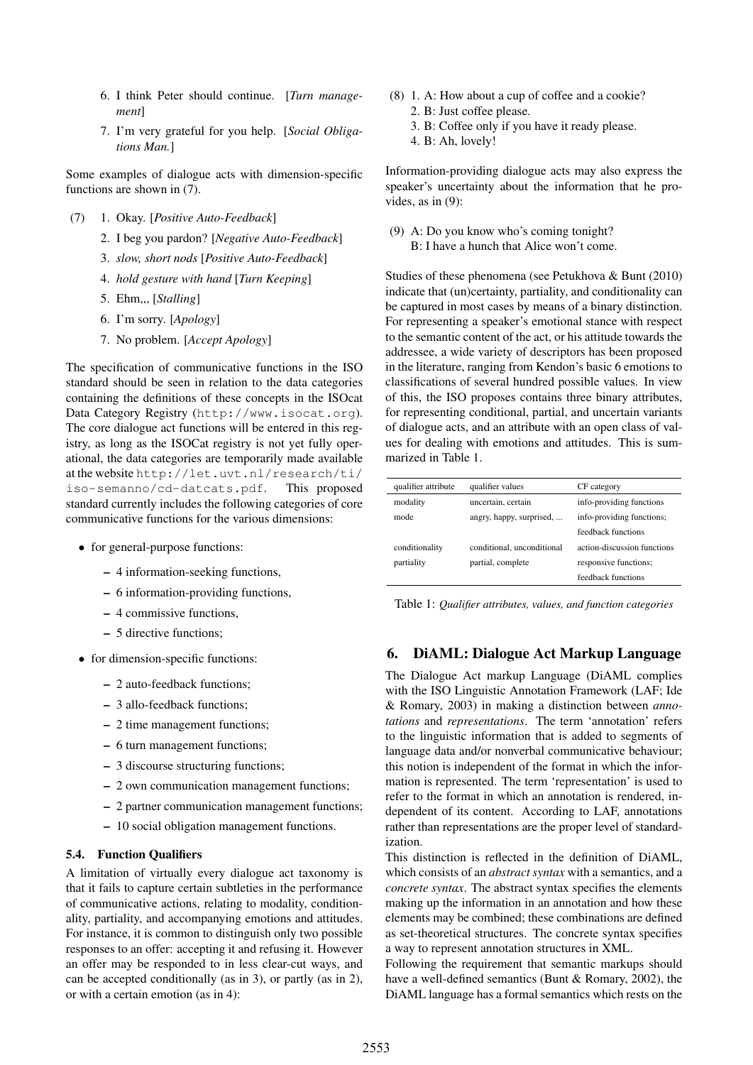6. I think Peter should continue. [*Turn management*]
7. I'm very grateful for you help. [*Social Obligations Man.*]

Some examples of dialogue acts with dimension-specific functions are shown in (7).

(7)
1. Okay. [*Positive Auto-Feedback*]
2. I beg you pardon? [*Negative Auto-Feedback*]
3. *slow, short nods* [*Positive Auto-Feedback*]
4. *hold gesture with hand* [*Turn Keeping*]
5. Ehm,,, [*Stalling*]
6. I'm sorry. [*Apology*]
7. No problem. [*Accept Apology*]

The specification of communicative functions in the ISO standard should be seen in relation to the data categories containing the definitions of these concepts in the ISOcat Data Category Registry (`http://www.isocat.org`). The core dialogue act functions will be entered in this registry, as long as the ISOCat registry is not yet fully operational, the data categories are temporarily made available at the website `http://let.uvt.nl/research/ti/iso-semanno/cd-datcats.pdf`. This proposed standard currently includes the following categories of core communicative functions for the various dimensions:

- for general-purpose functions:
  - 4 information-seeking functions,
  - 6 information-providing functions,
  - 4 commissive functions,
  - 5 directive functions;
- for dimension-specific functions:
  - 2 auto-feedback functions;
  - 3 allo-feedback functions;
  - 2 time management functions;
  - 6 turn management functions;
  - 3 discourse structuring functions;
  - 2 own communication management functions;
  - 2 partner communication management functions;
  - 10 social obligation management functions.

### 5.4. Function Qualifiers

A limitation of virtually every dialogue act taxonomy is that it fails to capture certain subtleties in the performance of communicative actions, relating to modality, conditionality, partiality, and accompanying emotions and attitudes. For instance, it is common to distinguish only two possible responses to an offer: accepting it and refusing it. However an offer may be responded to in less clear-cut ways, and can be accepted conditionally (as in 3), or partly (as in 2), or with a certain emotion (as in 4):

(8)
1. A: How about a cup of coffee and a cookie?
2. B: Just coffee please.
3. B: Coffee only if you have it ready please.
4. B: Ah, lovely!

Information-providing dialogue acts may also express the speaker's uncertainty about the information that he provides, as in (9):

(9) A: Do you know who's coming tonight?
B: I have a hunch that Alice won't come.

Studies of these phenomena (see Petukhova & Bunt (2010) indicate that (un)certainty, partiality, and conditionality can be captured in most cases by means of a binary distinction. For representing a speaker's emotional stance with respect to the semantic content of the act, or his attitude towards the addressee, a wide variety of descriptors has been proposed in the literature, ranging from Kendon's basic 6 emotions to classifications of several hundred possible values. In view of this, the ISO proposes contains three binary attributes, for representing conditional, partial, and uncertain variants of dialogue acts, and an attribute with an open class of values for dealing with emotions and attitudes. This is summarized in Table 1.

| qualifier attribute | qualifier values | CF category |
|---|---|---|
| modality | uncertain, certain | info-providing functions |
| mode | angry, happy, surprised, ... | info-providing functions; feedback functions |
| conditionality | conditional, unconditional | action-discussion functions |
| partiality | partial, complete | responsive functions; feedback functions |

Table 1: *Qualifier attributes, values, and function categories*

## 6. DiAML: Dialogue Act Markup Language

The Dialogue Act markup Language (DiAML complies with the ISO Linguistic Annotation Framework (LAF; Ide & Romary, 2003) in making a distinction between *annotations* and *representations*. The term 'annotation' refers to the linguistic information that is added to segments of language data and/or nonverbal communicative behaviour; this notion is independent of the format in which the information is represented. The term 'representation' is used to refer to the format in which an annotation is rendered, independent of its content. According to LAF, annotations rather than representations are the proper level of standardization.

This distinction is reflected in the definition of DiAML, which consists of an *abstract syntax* with a semantics, and a *concrete syntax*. The abstract syntax specifies the elements making up the information in an annotation and how these elements may be combined; these combinations are defined as set-theoretical structures. The concrete syntax specifies a way to represent annotation structures in XML.

Following the requirement that semantic markups should have a well-defined semantics (Bunt & Romary, 2002), the DiAML language has a formal semantics which rests on the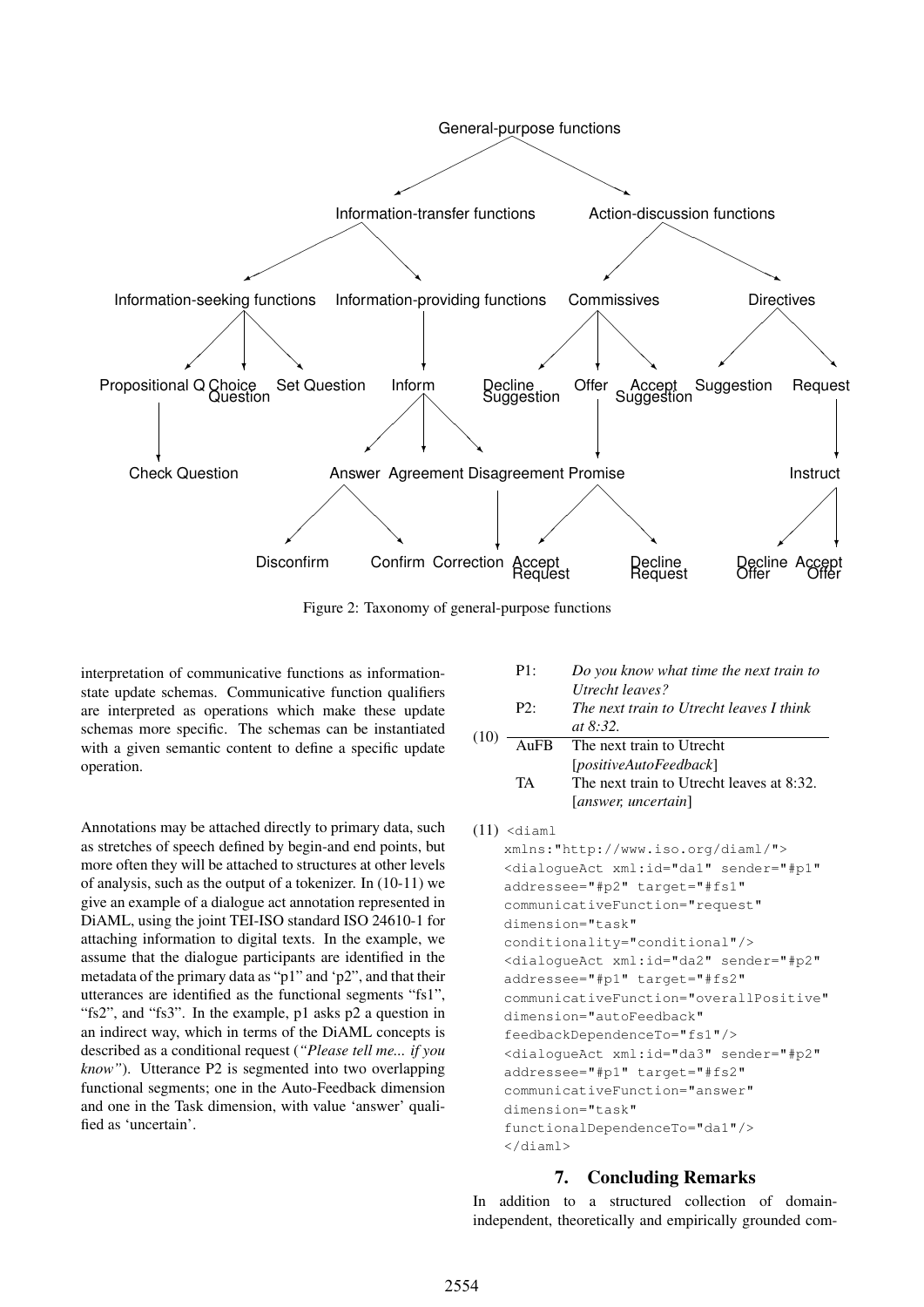- General-purpose functions
  - Information-transfer functions
    - Information-seeking functions
      - Propositional Q
        - Check Question
      - Choice Question
      - Set Question
    - Information-providing functions
      - Inform
        - Answer
          - Disconfirm
          - Confirm
        - Agreement
        - Disagreement
          - Correction
  - Action-discussion functions
    - Commissives
      - Decline Suggestion
      - Offer
        - Promise
          - Accept Request
          - Decline Request
      - Accept Suggestion
    - Directives
      - Suggestion
      - Request
        - Instruct
          - Decline Offer
          - Accept Offer

Figure 2: Taxonomy of general-purpose functions

interpretation of communicative functions as information-state update schemas. Communicative function qualifiers are interpreted as operations which make these update schemas more specific. The schemas can be instantiated with a given semantic content to define a specific update operation.

Annotations may be attached directly to primary data, such as stretches of speech defined by begin-and end points, but more often they will be attached to structures at other levels of analysis, such as the output of a tokenizer. In (10-11) we give an example of a dialogue act annotation represented in DiAML, using the joint TEI-ISO standard ISO 24610-1 for attaching information to digital texts. In the example, we assume that the dialogue participants are identified in the metadata of the primary data as "p1" and 'p2", and that their utterances are identified as the functional segments "fs1", "fs2", and "fs3". In the example, p1 asks p2 a question in an indirect way, which in terms of the DiAML concepts is described as a conditional request (*"Please tell me... if you know"*). Utterance P2 is segmented into two overlapping functional segments; one in the Auto-Feedback dimension and one in the Task dimension, with value 'answer' qualified as 'uncertain'.

(10)

| | |
|---|---|
| P1: | *Do you know what time the next train to Utrecht leaves?* |
| P2: | *The next train to Utrecht leaves I think at 8:32.* |
| AuFB | The next train to Utrecht [*positiveAutoFeedback*] |
| TA | The next train to Utrecht leaves at 8:32. [*answer, uncertain*] |

(11)

```
<diaml
xmlns:"http://www.iso.org/diaml/">
<dialogueAct xml:id="da1" sender="#p1"
addressee="#p2" target="#fs1"
communicativeFunction="request"
dimension="task"
conditionality="conditional"/>
<dialogueAct xml:id="da2" sender="#p2"
addressee="#p1" target="#fs2"
communicativeFunction="overallPositive"
dimension="autoFeedback"
feedbackDependenceTo="fs1"/>
<dialogueAct xml:id="da3" sender="#p2"
addressee="#p1" target="#fs2"
communicativeFunction="answer"
dimension="task"
functionalDependenceTo="da1"/>
</diaml>
```

## 7. Concluding Remarks

In addition to a structured collection of domain-independent, theoretically and empirically grounded com-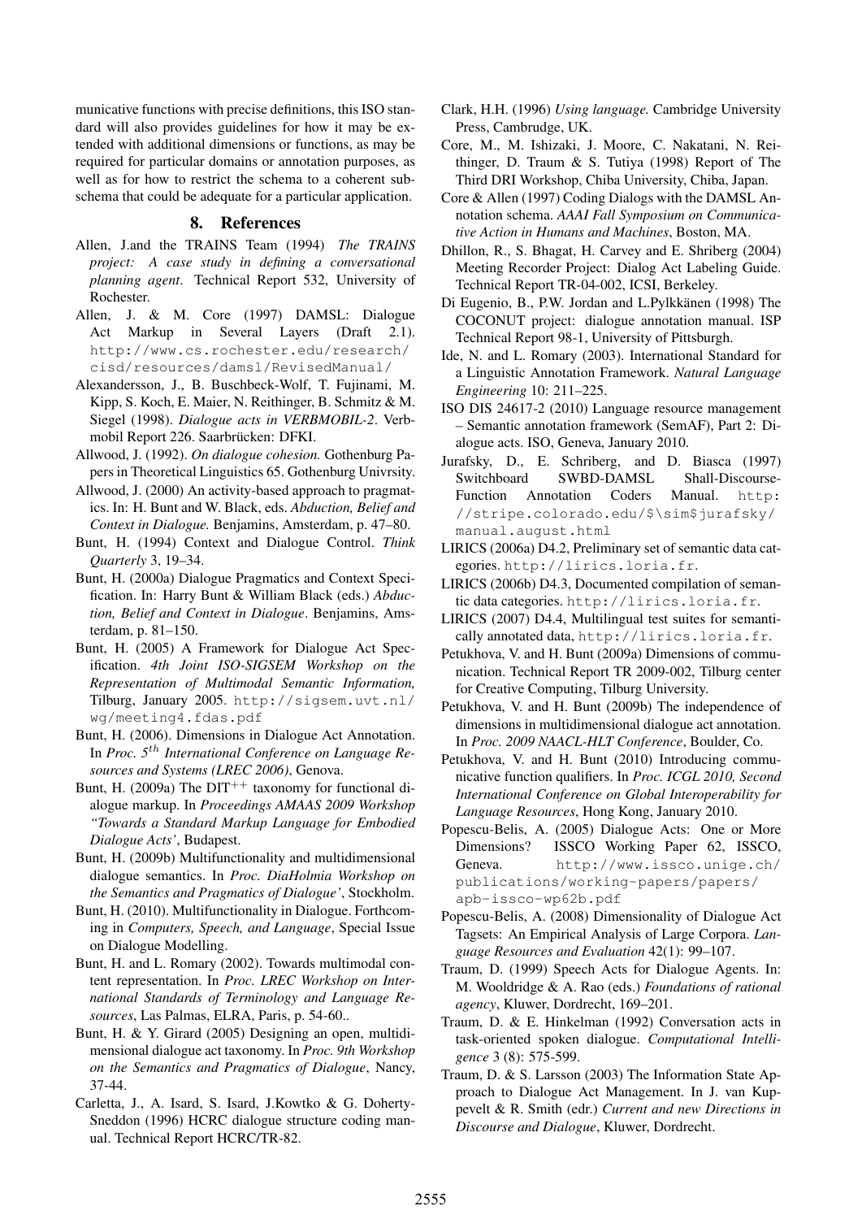municative functions with precise definitions, this ISO standard will also provides guidelines for how it may be extended with additional dimensions or functions, as may be required for particular domains or annotation purposes, as well as for how to restrict the schema to a coherent subschema that could be adequate for a particular application.

## 8. References

Allen, J.and the TRAINS Team (1994) *The TRAINS project: A case study in defining a conversational planning agent*. Technical Report 532, University of Rochester.

Allen, J. & M. Core (1997) DAMSL: Dialogue Act Markup in Several Layers (Draft 2.1). http://www.cs.rochester.edu/research/cisd/resources/damsl/RevisedManual/

Alexandersson, J., B. Buschbeck-Wolf, T. Fujinami, M. Kipp, S. Koch, E. Maier, N. Reithinger, B. Schmitz & M. Siegel (1998). *Dialogue acts in VERBMOBIL-2*. Verbmobil Report 226. Saarbrücken: DFKI.

Allwood, J. (1992). *On dialogue cohesion.* Gothenburg Papers in Theoretical Linguistics 65. Gothenburg Univrsity.

Allwood, J. (2000) An activity-based approach to pragmatics. In: H. Bunt and W. Black, eds. *Abduction, Belief and Context in Dialogue.* Benjamins, Amsterdam, p. 47–80.

Bunt, H. (1994) Context and Dialogue Control. *Think Quarterly* 3, 19–34.

Bunt, H. (2000a) Dialogue Pragmatics and Context Specification. In: Harry Bunt & William Black (eds.) *Abduction, Belief and Context in Dialogue*. Benjamins, Amsterdam, p. 81–150.

Bunt, H. (2005) A Framework for Dialogue Act Specification. *4th Joint ISO-SIGSEM Workshop on the Representation of Multimodal Semantic Information,* Tilburg, January 2005. http://sigsem.uvt.nl/wg/meeting4.fdas.pdf

Bunt, H. (2006). Dimensions in Dialogue Act Annotation. In *Proc. 5$^{th}$ International Conference on Language Resources and Systems (LREC 2006)*, Genova.

Bunt, H. (2009a) The DIT$^{++}$ taxonomy for functional dialogue markup. In *Proceedings AMAAS 2009 Workshop "Towards a Standard Markup Language for Embodied Dialogue Acts'*, Budapest.

Bunt, H. (2009b) Multifunctionality and multidimensional dialogue semantics. In *Proc. DiaHolmia Workshop on the Semantics and Pragmatics of Dialogue'*, Stockholm.

Bunt, H. (2010). Multifunctionality in Dialogue. Forthcoming in *Computers, Speech, and Language*, Special Issue on Dialogue Modelling.

Bunt, H. and L. Romary (2002). Towards multimodal content representation. In *Proc. LREC Workshop on International Standards of Terminology and Language Resources*, Las Palmas, ELRA, Paris, p. 54-60..

Bunt, H. & Y. Girard (2005) Designing an open, multidimensional dialogue act taxonomy. In *Proc. 9th Workshop on the Semantics and Pragmatics of Dialogue*, Nancy, 37-44.

Carletta, J., A. Isard, S. Isard, J.Kowtko & G. Doherty-Sneddon (1996) HCRC dialogue structure coding manual. Technical Report HCRC/TR-82.

Clark, H.H. (1996) *Using language.* Cambridge University Press, Cambrudge, UK.

Core, M., M. Ishizaki, J. Moore, C. Nakatani, N. Reithinger, D. Traum & S. Tutiya (1998) Report of The Third DRI Workshop, Chiba University, Chiba, Japan.

Core & Allen (1997) Coding Dialogs with the DAMSL Annotation schema. *AAAI Fall Symposium on Communicative Action in Humans and Machines*, Boston, MA.

Dhillon, R., S. Bhagat, H. Carvey and E. Shriberg (2004) Meeting Recorder Project: Dialog Act Labeling Guide. Technical Report TR-04-002, ICSI, Berkeley.

Di Eugenio, B., P.W. Jordan and L.Pylkkänen (1998) The COCONUT project: dialogue annotation manual. ISP Technical Report 98-1, University of Pittsburgh.

Ide, N. and L. Romary (2003). International Standard for a Linguistic Annotation Framework. *Natural Language Engineering* 10: 211–225.

ISO DIS 24617-2 (2010) Language resource management – Semantic annotation framework (SemAF), Part 2: Dialogue acts. ISO, Geneva, January 2010.

Jurafsky, D., E. Schriberg, and D. Biasca (1997) Switchboard SWBD-DAMSL Shall-Discourse-Function Annotation Coders Manual. http://stripe.colorado.edu/$\sim$jurafsky/manual.august.html

LIRICS (2006a) D4.2, Preliminary set of semantic data categories. http://lirics.loria.fr.

LIRICS (2006b) D4.3, Documented compilation of semantic data categories. http://lirics.loria.fr.

LIRICS (2007) D4.4, Multilingual test suites for semantically annotated data, http://lirics.loria.fr.

Petukhova, V. and H. Bunt (2009a) Dimensions of communication. Technical Report TR 2009-002, Tilburg center for Creative Computing, Tilburg University.

Petukhova, V. and H. Bunt (2009b) The independence of dimensions in multidimensional dialogue act annotation. In *Proc. 2009 NAACL-HLT Conference*, Boulder, Co.

Petukhova, V. and H. Bunt (2010) Introducing communicative function qualifiers. In *Proc. ICGL 2010, Second International Conference on Global Interoperability for Language Resources*, Hong Kong, January 2010.

Popescu-Belis, A. (2005) Dialogue Acts: One or More Dimensions? ISSCO Working Paper 62, ISSCO, Geneva. http://www.issco.unige.ch/publications/working-papers/papers/apb-issco-wp62b.pdf

Popescu-Belis, A. (2008) Dimensionality of Dialogue Act Tagsets: An Empirical Analysis of Large Corpora. *Language Resources and Evaluation* 42(1): 99–107.

Traum, D. (1999) Speech Acts for Dialogue Agents. In: M. Wooldridge & A. Rao (eds.) *Foundations of rational agency*, Kluwer, Dordrecht, 169–201.

Traum, D. & E. Hinkelman (1992) Conversation acts in task-oriented spoken dialogue. *Computational Intelligence* 3 (8): 575-599.

Traum, D. & S. Larsson (2003) The Information State Approach to Dialogue Act Management. In J. van Kuppevelt & R. Smith (edr.) *Current and new Directions in Discourse and Dialogue*, Kluwer, Dordrecht.